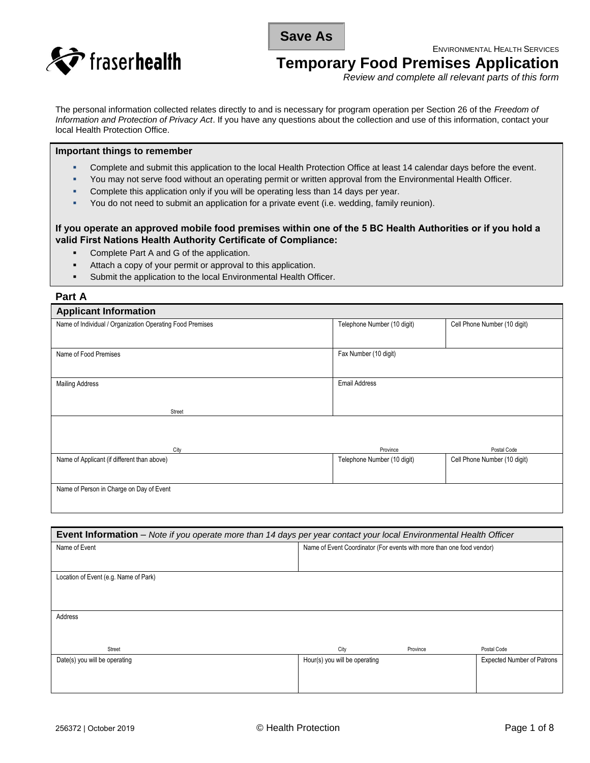Save As

ENVIRONMENTAL HEALTH SERVICES

# Temporary Food Premises Application

*Review and complete all relevant parts of this form*

The personal information collected relates directly to and is necessary for program operation per Section 26 of the *Freedom of Information and Protection of Privacy Act*. If you have any questions about the collection and use of this information, contact your local Health Protection Office.

**Important things to remember**

- Complete and submit this application to the local Health Protection Office at least 14 calendar days before the event.
- You may not serve food without an operating permit or written approval from the Environmental Health Officer.
- Complete this application only if you will be operating less than 14 days per year.
- You do not need to submit an application for a private event (i.e. wedding, family reunion).

**If you operate an approved mobile food premises within one of the 5 BC Health Authorities or if you hold a valid First Nations Health Authority Certificate of Compliance:**

- Complete Part A and G of the application.
- Attach a copy of your permit or approval to this application.
- Submit the application to the local Environmental Health Officer.

## Part A

| **Applicant Information** | | |
|---|---|---|
| Name of Individual / Organization Operating Food Premises | Telephone Number (10 digit) | Cell Phone Number (10 digit) |
| Name of Food Premises | Fax Number (10 digit) | |
| Mailing Address<br>Street | Email Address | |
| City | Province | Postal Code |
| Name of Applicant (if different than above) | Telephone Number (10 digit) | Cell Phone Number (10 digit) |
| Name of Person in Charge on Day of Event | | |

| **Event Information** – *Note if you operate more than 14 days per year contact your local Environmental Health Officer* | | | | |
|---|---|---|---|---|
| Name of Event | Name of Event Coordinator (For events with more than one food vendor) | | | |
| Location of Event (e.g. Name of Park) | | | | |
| Address<br>Street | City | Province | Postal Code | |
| Date(s) you will be operating | Hour(s) you will be operating | | Expected Number of Patrons | |

256372 | October 2019

© Health Protection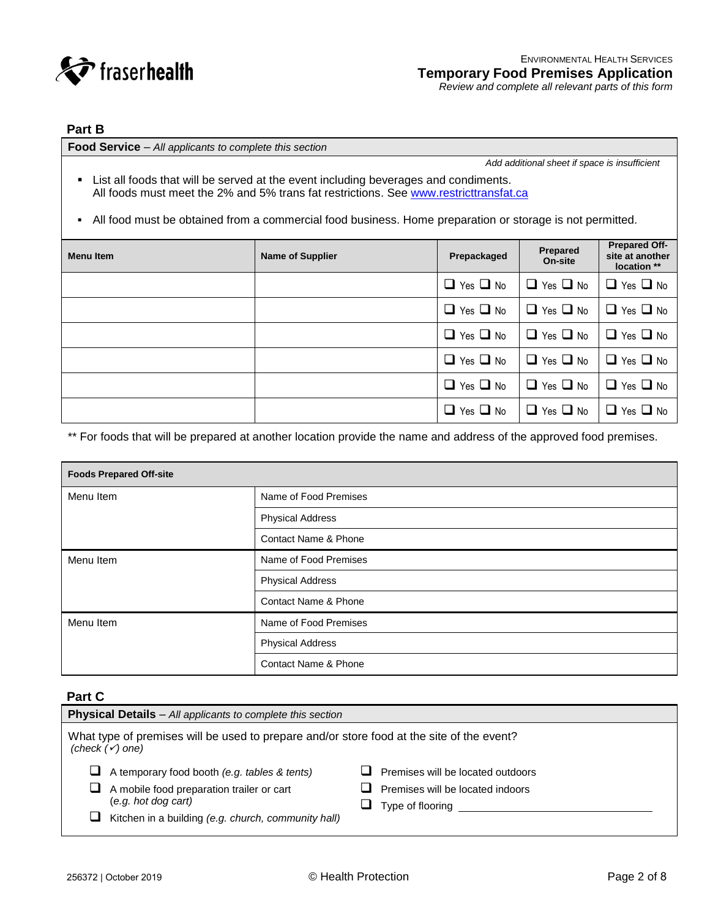fraserhealth

ENVIRONMENTAL HEALTH SERVICES

**Temporary Food Premises Application**

*Review and complete all relevant parts of this form*

## Part B

**Food Service** – *All applicants to complete this section*

*Add additional sheet if space is insufficient*

- List all foods that will be served at the event including beverages and condiments. All foods must meet the 2% and 5% trans fat restrictions. See www.restricttransfat.ca
- All food must be obtained from a commercial food business. Home preparation or storage is not permitted.

| Menu Item | Name of Supplier | Prepackaged | Prepared On-site | Prepared Off-site at another location ** |
|---|---|---|---|---|
| | | ❑ Yes ❑ No | ❑ Yes ❑ No | ❑ Yes ❑ No |
| | | ❑ Yes ❑ No | ❑ Yes ❑ No | ❑ Yes ❑ No |
| | | ❑ Yes ❑ No | ❑ Yes ❑ No | ❑ Yes ❑ No |
| | | ❑ Yes ❑ No | ❑ Yes ❑ No | ❑ Yes ❑ No |
| | | ❑ Yes ❑ No | ❑ Yes ❑ No | ❑ Yes ❑ No |
| | | ❑ Yes ❑ No | ❑ Yes ❑ No | ❑ Yes ❑ No |

** For foods that will be prepared at another location provide the name and address of the approved food premises.

| Foods Prepared Off-site | |
|---|---|
| Menu Item | Name of Food Premises |
| | Physical Address |
| | Contact Name & Phone |
| Menu Item | Name of Food Premises |
| | Physical Address |
| | Contact Name & Phone |
| Menu Item | Name of Food Premises |
| | Physical Address |
| | Contact Name & Phone |

## Part C

**Physical Details** – *All applicants to complete this section*

What type of premises will be used to prepare and/or store food at the site of the event?
*(check (✓) one)*

- ❑ A temporary food booth *(e.g. tables & tents)*
- ❑ A mobile food preparation trailer or cart *(e.g. hot dog cart)*
- ❑ Kitchen in a building *(e.g. church, community hall)*
- ❑ Premises will be located outdoors
- ❑ Premises will be located indoors
- ❑ Type of flooring ______________________

256372 | October 2019 © Health Protection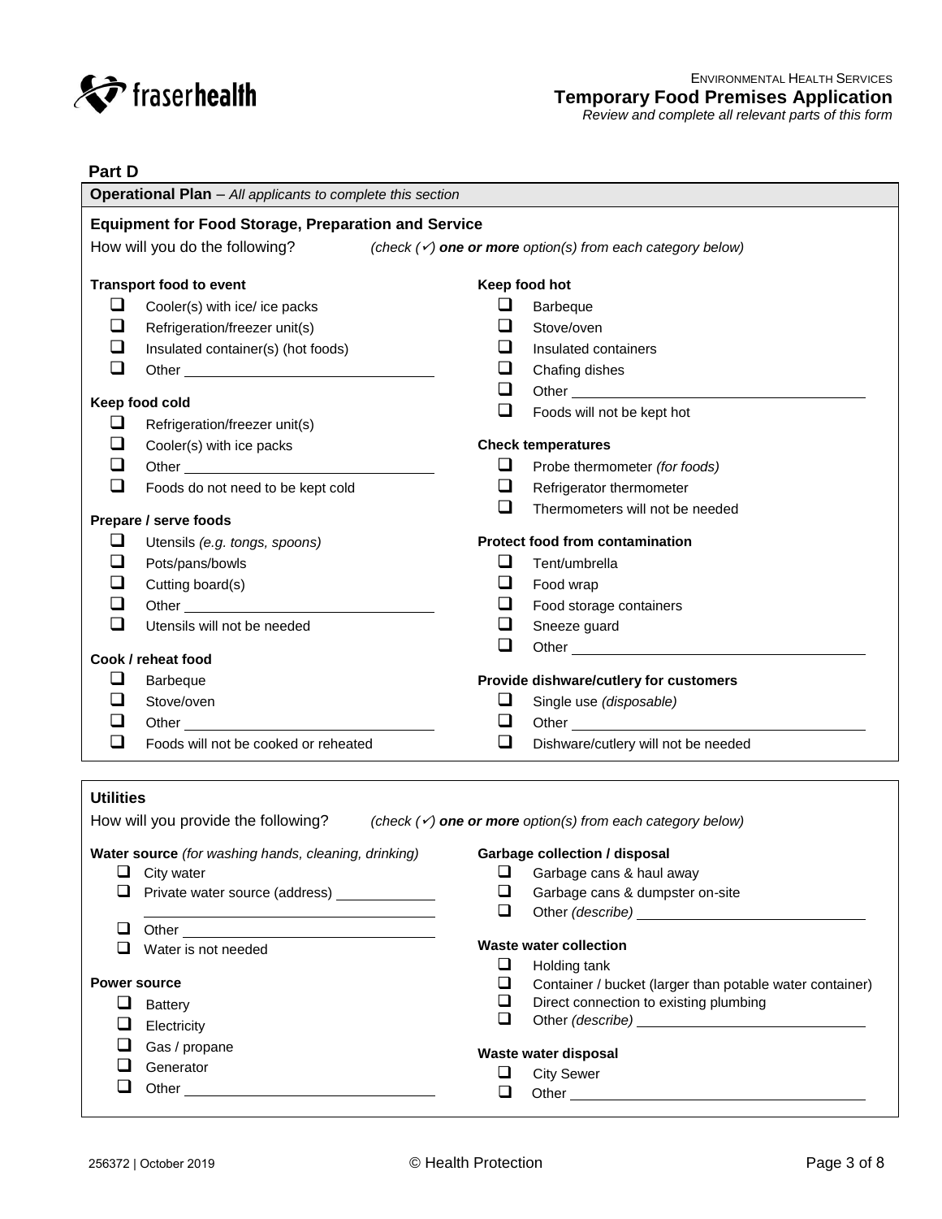ENVIRONMENTAL HEALTH SERVICES

**Temporary Food Premises Application**

*Review and complete all relevant parts of this form*

## Part D

### Operational Plan – *All applicants to complete this section*

#### Equipment for Food Storage, Preparation and Service

How will you do the following? *(check (✓) **one or more** option(s) from each category below)*

**Transport food to event**

- ☐ Cooler(s) with ice/ ice packs
- ☐ Refrigeration/freezer unit(s)
- ☐ Insulated container(s) (hot foods)
- ☐ Other ______________________

**Keep food cold**

- ☐ Refrigeration/freezer unit(s)
- ☐ Cooler(s) with ice packs
- ☐ Other ______________________
- ☐ Foods do not need to be kept cold

**Prepare / serve foods**

- ☐ Utensils *(e.g. tongs, spoons)*
- ☐ Pots/pans/bowls
- ☐ Cutting board(s)
- ☐ Other ______________________
- ☐ Utensils will not be needed

**Cook / reheat food**

- ☐ Barbeque
- ☐ Stove/oven
- ☐ Other ______________________
- ☐ Foods will not be cooked or reheated

**Keep food hot**

- ☐ Barbeque
- ☐ Stove/oven
- ☐ Insulated containers
- ☐ Chafing dishes
- ☐ Other ______________________
- ☐ Foods will not be kept hot

**Check temperatures**

- ☐ Probe thermometer *(for foods)*
- ☐ Refrigerator thermometer
- ☐ Thermometers will not be needed

**Protect food from contamination**

- ☐ Tent/umbrella
- ☐ Food wrap
- ☐ Food storage containers
- ☐ Sneeze guard
- ☐ Other ______________________

**Provide dishware/cutlery for customers**

- ☐ Single use *(disposable)*
- ☐ Other ______________________
- ☐ Dishware/cutlery will not be needed

#### Utilities

How will you provide the following? *(check (✓) **one or more** option(s) from each category below)*

**Water source** *(for washing hands, cleaning, drinking)*

- ☐ City water
- ☐ Private water source (address) ______________________
- ☐ Other ______________________
- ☐ Water is not needed

**Power source**

- ☐ Battery
- ☐ Electricity
- ☐ Gas / propane
- ☐ Generator
- ☐ Other ______________________

**Garbage collection / disposal**

- ☐ Garbage cans & haul away
- ☐ Garbage cans & dumpster on-site
- ☐ Other *(describe)* ______________________

**Waste water collection**

- ☐ Holding tank
- ☐ Container / bucket (larger than potable water container)
- ☐ Direct connection to existing plumbing
- ☐ Other *(describe)* ______________________

**Waste water disposal**

- ☐ City Sewer
- ☐ Other ______________________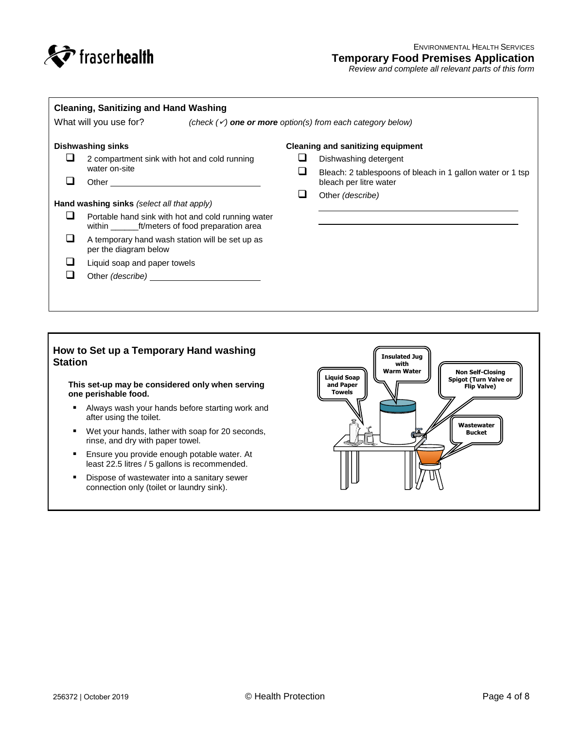## Cleaning, Sanitizing and Hand Washing

What will you use for? *(check (✓) **one or more** option(s) from each category below)*

**Dishwashing sinks**

- ❑ 2 compartment sink with hot and cold running water on-site
- ❑ Other ______________________________

**Hand washing sinks** *(select all that apply)*

- ❑ Portable hand sink with hot and cold running water within ______ft/meters of food preparation area
- ❑ A temporary hand wash station will be set up as per the diagram below
- ❑ Liquid soap and paper towels
- ❑ Other *(describe)* ______________________

**Cleaning and sanitizing equipment**

- ❑ Dishwashing detergent
- ❑ Bleach: 2 tablespoons of bleach in 1 gallon water or 1 tsp bleach per litre water
- ❑ Other *(describe)*

______________________________________

______________________________________

## How to Set up a Temporary Hand washing Station

**This set-up may be considered only when serving one perishable food.**

- Always wash your hands before starting work and after using the toilet.
- Wet your hands, lather with soap for 20 seconds, rinse, and dry with paper towel.
- Ensure you provide enough potable water. At least 22.5 litres / 5 gallons is recommended.
- Dispose of wastewater into a sanitary sewer connection only (toilet or laundry sink).

Liquid Soap and Paper Towels | Insulated Jug with Warm Water | Non Self-Closing Spigot (Turn Valve or Flip Valve) | Wastewater Bucket

256372 | October 2019 © Health Protection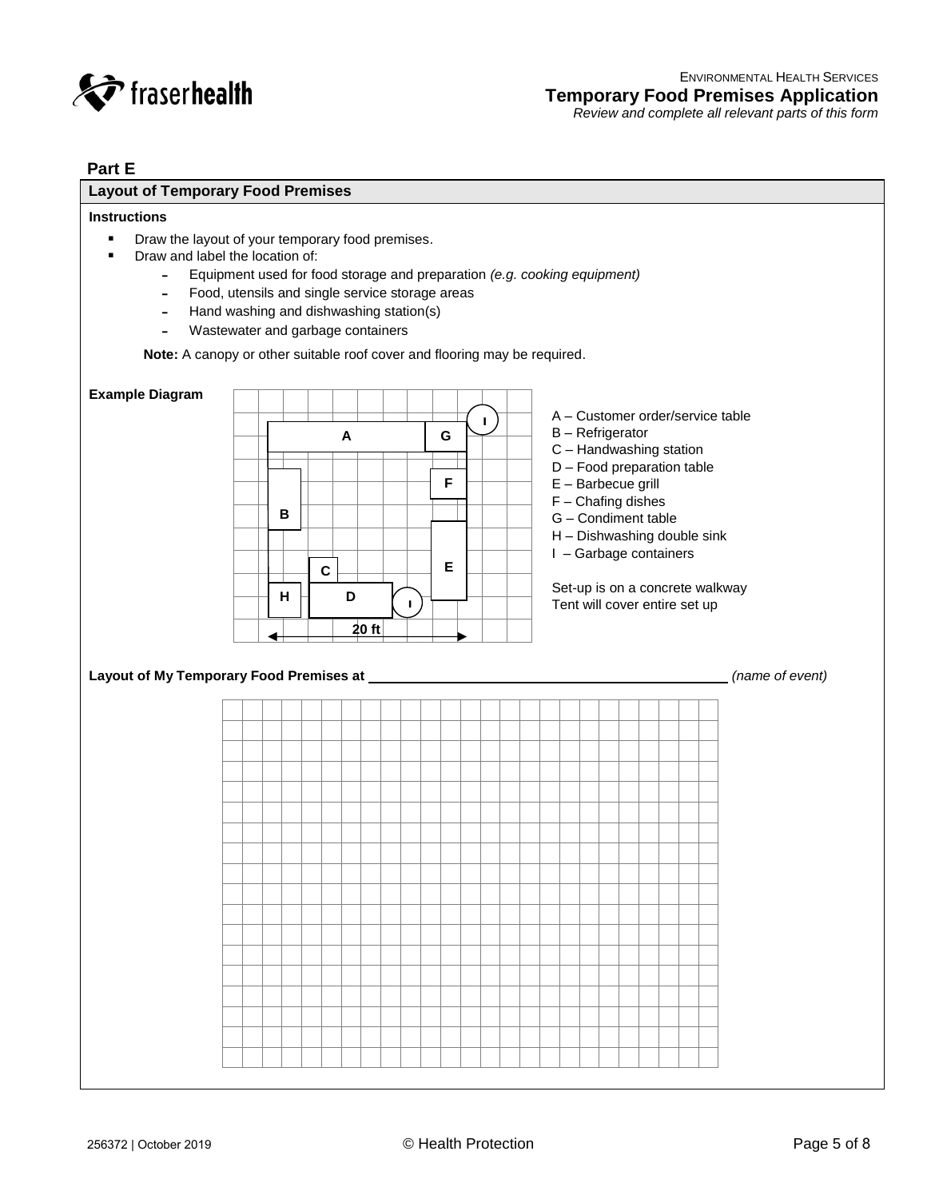## Part E

### Layout of Temporary Food Premises

**Instructions**

- Draw the layout of your temporary food premises.
- Draw and label the location of:
  - Equipment used for food storage and preparation *(e.g. cooking equipment)*
  - Food, utensils and single service storage areas
  - Hand washing and dishwashing station(s)
  - Wastewater and garbage containers

**Note:** A canopy or other suitable roof cover and flooring may be required.

**Example Diagram**

A – Customer order/service table
B – Refrigerator
C – Handwashing station
D – Food preparation table
E – Barbecue grill
F – Chafing dishes
G – Condiment table
H – Dishwashing double sink
I – Garbage containers

Set-up is on a concrete walkway
Tent will cover entire set up

20 ft

**Layout of My Temporary Food Premises at** \_\_\_\_\_\_\_\_\_\_\_\_\_\_\_\_\_\_\_\_\_\_\_\_\_\_\_\_\_\_\_\_\_\_\_\_ *(name of event)*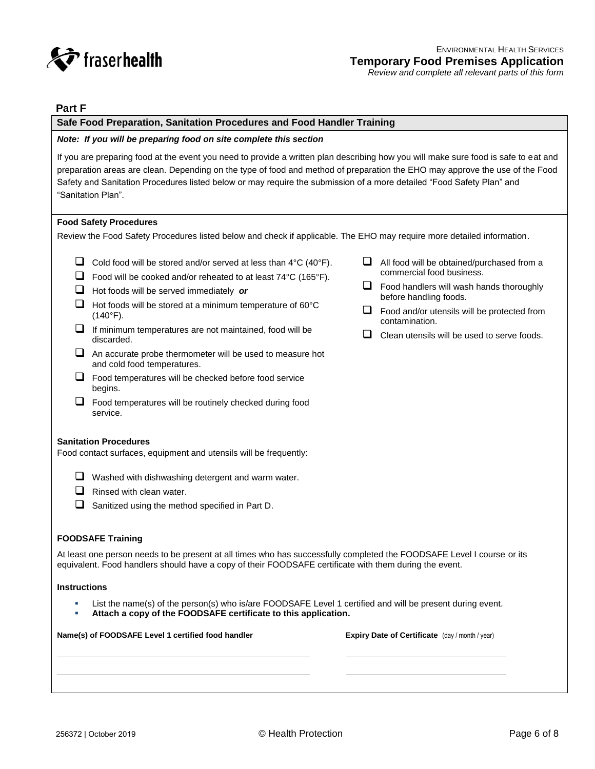## Part F

### Safe Food Preparation, Sanitation Procedures and Food Handler Training

***Note: If you will be preparing food on site complete this section***

If you are preparing food at the event you need to provide a written plan describing how you will make sure food is safe to eat and preparation areas are clean. Depending on the type of food and method of preparation the EHO may approve the use of the Food Safety and Sanitation Procedures listed below or may require the submission of a more detailed "Food Safety Plan" and "Sanitation Plan".

**Food Safety Procedures**

Review the Food Safety Procedures listed below and check if applicable. The EHO may require more detailed information.

- ☐ Cold food will be stored and/or served at less than 4°C (40°F).
- ☐ Food will be cooked and/or reheated to at least 74°C (165°F).
- ☐ Hot foods will be served immediately ***or***
- ☐ Hot foods will be stored at a minimum temperature of 60°C (140°F).
- ☐ If minimum temperatures are not maintained, food will be discarded.
- ☐ An accurate probe thermometer will be used to measure hot and cold food temperatures.
- ☐ Food temperatures will be checked before food service begins.
- ☐ Food temperatures will be routinely checked during food service.
- ☐ All food will be obtained/purchased from a commercial food business.
- ☐ Food handlers will wash hands thoroughly before handling foods.
- ☐ Food and/or utensils will be protected from contamination.
- ☐ Clean utensils will be used to serve foods.

**Sanitation Procedures**

Food contact surfaces, equipment and utensils will be frequently:

- ☐ Washed with dishwashing detergent and warm water.
- ☐ Rinsed with clean water.
- ☐ Sanitized using the method specified in Part D.

**FOODSAFE Training**

At least one person needs to be present at all times who has successfully completed the FOODSAFE Level I course or its equivalent. Food handlers should have a copy of their FOODSAFE certificate with them during the event.

**Instructions**

- List the name(s) of the person(s) who is/are FOODSAFE Level 1 certified and will be present during event.
- **Attach a copy of the FOODSAFE certificate to this application.**

| Name(s) of FOODSAFE Level 1 certified food handler | Expiry Date of Certificate (day / month / year) |
| --- | --- |
| | |
| | |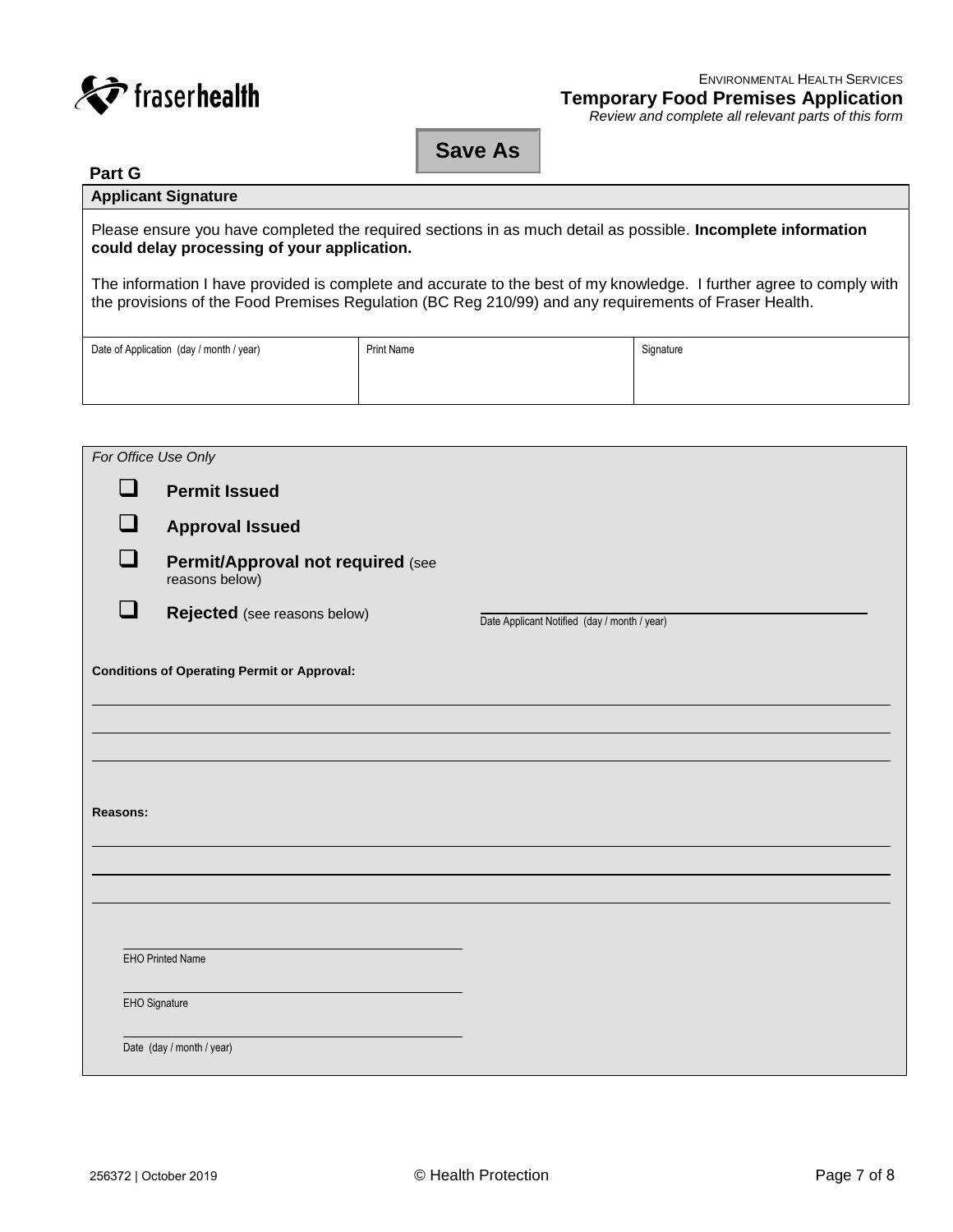Environmental Health Services
**Temporary Food Premises Application**
*Review and complete all relevant parts of this form*

Save As

## Part G

### Applicant Signature

Please ensure you have completed the required sections in as much detail as possible. **Incomplete information could delay processing of your application.**

The information I have provided is complete and accurate to the best of my knowledge. I further agree to comply with the provisions of the Food Premises Regulation (BC Reg 210/99) and any requirements of Fraser Health.

| Date of Application (day / month / year) | Print Name | Signature |
| --- | --- | --- |
| | | |

*For Office Use Only*

- ☐ **Permit Issued**
- ☐ **Approval Issued**
- ☐ **Permit/Approval not required** (see reasons below)
- ☐ **Rejected** (see reasons below)

Date Applicant Notified (day / month / year) ______________________

**Conditions of Operating Permit or Approval:**

______________________

______________________

______________________

**Reasons:**

______________________

______________________

______________________

EHO Printed Name ______________________

EHO Signature ______________________

Date (day / month / year) ______________________

256372 | October 2019 © Health Protection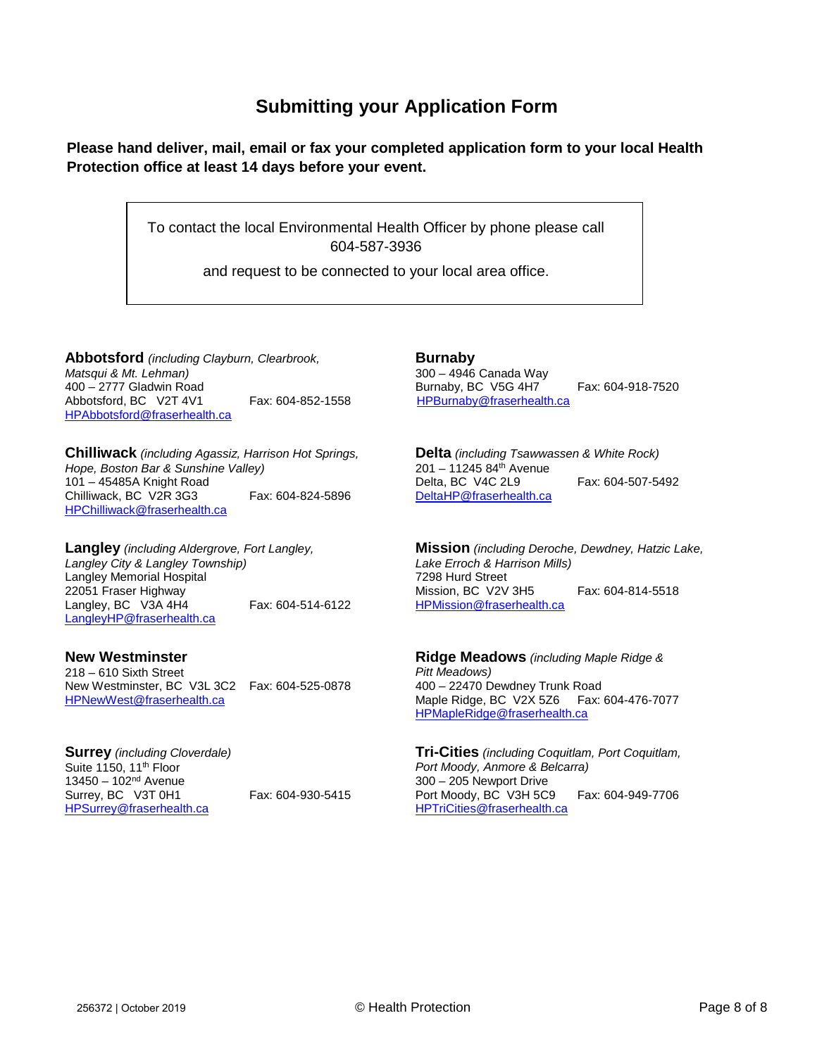# Submitting your Application Form

**Please hand deliver, mail, email or fax your completed application form to your local Health Protection office at least 14 days before your event.**

To contact the local Environmental Health Officer by phone please call 604-587-3936

and request to be connected to your local area office.

**Abbotsford** *(including Clayburn, Clearbrook, Matsqui & Mt. Lehman)*
400 – 2777 Gladwin Road
Abbotsford, BC V2T 4V1 Fax: 604-852-1558
HPAbbotsford@fraserhealth.ca

**Chilliwack** *(including Agassiz, Harrison Hot Springs, Hope, Boston Bar & Sunshine Valley)*
101 – 45485A Knight Road
Chilliwack, BC V2R 3G3 Fax: 604-824-5896
HPChilliwack@fraserhealth.ca

**Langley** *(including Aldergrove, Fort Langley, Langley City & Langley Township)*
Langley Memorial Hospital
22051 Fraser Highway
Langley, BC V3A 4H4 Fax: 604-514-6122
LangleyHP@fraserhealth.ca

**New Westminster**
218 – 610 Sixth Street
New Westminster, BC V3L 3C2 Fax: 604-525-0878
HPNewWest@fraserhealth.ca

**Surrey** *(including Cloverdale)*
Suite 1150, 11th Floor
13450 – 102nd Avenue
Surrey, BC V3T 0H1 Fax: 604-930-5415
HPSurrey@fraserhealth.ca

**Burnaby**
300 – 4946 Canada Way
Burnaby, BC V5G 4H7 Fax: 604-918-7520
HPBurnaby@fraserhealth.ca

**Delta** *(including Tsawwassen & White Rock)*
201 – 11245 84th Avenue
Delta, BC V4C 2L9 Fax: 604-507-5492
DeltaHP@fraserhealth.ca

**Mission** *(including Deroche, Dewdney, Hatzic Lake, Lake Erroch & Harrison Mills)*
7298 Hurd Street
Mission, BC V2V 3H5 Fax: 604-814-5518
HPMission@fraserhealth.ca

**Ridge Meadows** *(including Maple Ridge & Pitt Meadows)*
400 – 22470 Dewdney Trunk Road
Maple Ridge, BC V2X 5Z6 Fax: 604-476-7077
HPMapleRidge@fraserhealth.ca

**Tri-Cities** *(including Coquitlam, Port Coquitlam, Port Moody, Anmore & Belcarra)*
300 – 205 Newport Drive
Port Moody, BC V3H 5C9 Fax: 604-949-7706
HPTriCities@fraserhealth.ca

256372 | October 2019 © Health Protection